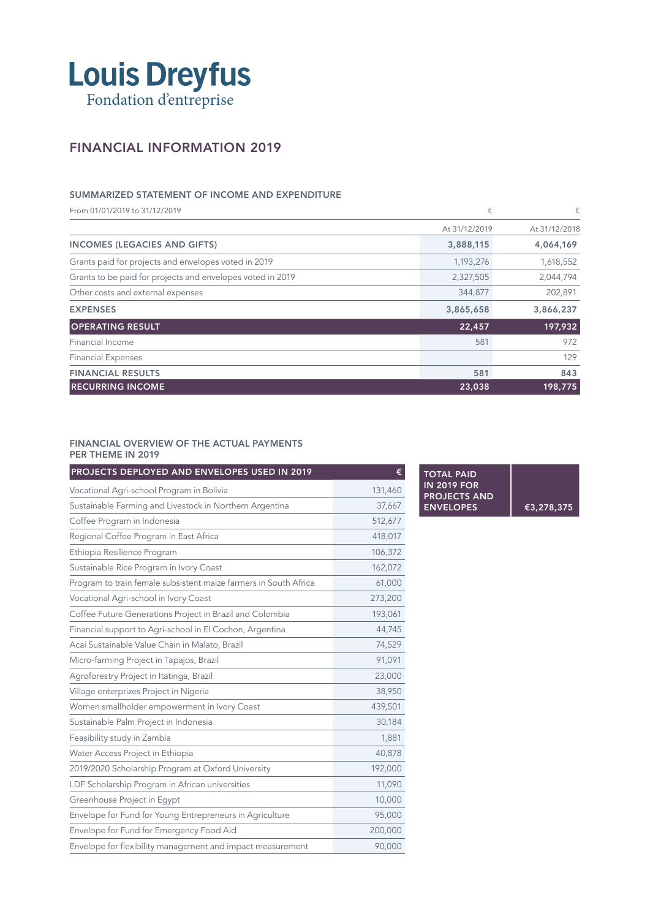# Louis Dreyfus

Fondation d'entreprise

## FINANCIAL INFORMATION 2019

### SUMMARIZED STATEMENT OF INCOME AND EXPENDITURE

| From 01/01/2019 to 31/12/2019 | € | € |
|---|---|---|
| | At 31/12/2019 | At 31/12/2018 |
| **INCOMES (LEGACIES AND GIFTS)** | **3,888,115** | **4,064,169** |
| Grants paid for projects and envelopes voted in 2019 | 1,193,276 | 1,618,552 |
| Grants to be paid for projects and envelopes voted in 2019 | 2,327,505 | 2,044,794 |
| Other costs and external expenses | 344,877 | 202,891 |
| **EXPENSES** | **3,865,658** | **3,866,237** |
| **OPERATING RESULT** | **22,457** | **197,932** |
| Financial Income | 581 | 972 |
| Financial Expenses | | 129 |
| **FINANCIAL RESULTS** | **581** | **843** |
| **RECURRING INCOME** | **23,038** | **198,775** |

### FINANCIAL OVERVIEW OF THE ACTUAL PAYMENTS PER THEME IN 2019

| PROJECTS DEPLOYED AND ENVELOPES USED IN 2019 | € |
|---|---|
| Vocational Agri-school Program in Bolivia | 131,460 |
| Sustainable Farming and Livestock in Northern Argentina | 37,667 |
| Coffee Program in Indonesia | 512,677 |
| Regional Coffee Program in East Africa | 418,017 |
| Ethiopia Resilience Program | 106,372 |
| Sustainable Rice Program in Ivory Coast | 162,072 |
| Program to train female subsistent maize farmers in South Africa | 61,000 |
| Vocational Agri-school in Ivory Coast | 273,200 |
| Coffee Future Generations Project in Brazil and Colombia | 193,061 |
| Financial support to Agri-school in El Cochon, Argentina | 44,745 |
| Acai Sustainable Value Chain in Malato, Brazil | 74,529 |
| Micro-farming Project in Tapajos, Brazil | 91,091 |
| Agroforestry Project in Itatinga, Brazil | 23,000 |
| Village enterprizes Project in Nigeria | 38,950 |
| Women smallholder empowerment in Ivory Coast | 439,501 |
| Sustainable Palm Project in Indonesia | 30,184 |
| Feasibility study in Zambia | 1,881 |
| Water Access Project in Ethiopia | 40,878 |
| 2019/2020 Scholarship Program at Oxford University | 192,000 |
| LDF Scholarship Program in African universities | 11,090 |
| Greenhouse Project in Egypt | 10,000 |
| Envelope for Fund for Young Entrepreneurs in Agriculture | 95,000 |
| Envelope for Fund for Emergency Food Aid | 200,000 |
| Envelope for flexibility management and impact measurement | 90,000 |

| TOTAL PAID IN 2019 FOR PROJECTS AND ENVELOPES | €3,278,375 |
|---|---|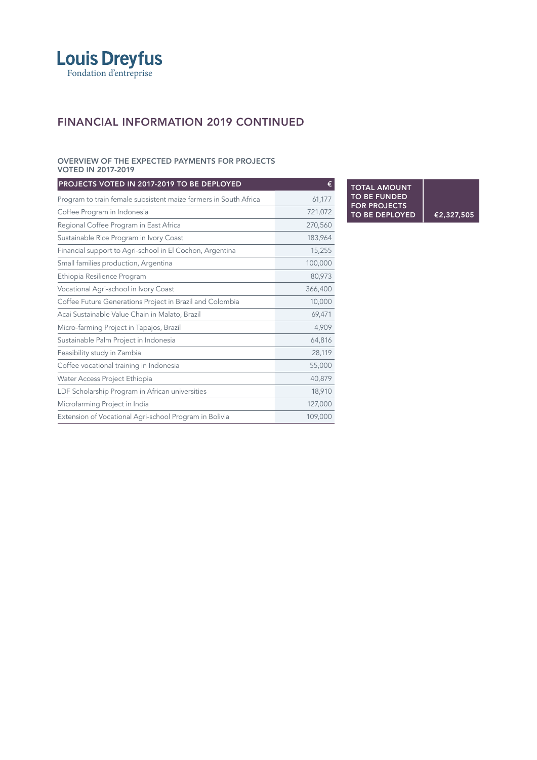Louis Dreyfus
Fondation d'entreprise

## FINANCIAL INFORMATION 2019 CONTINUED

### OVERVIEW OF THE EXPECTED PAYMENTS FOR PROJECTS VOTED IN 2017-2019

| PROJECTS VOTED IN 2017-2019 TO BE DEPLOYED | € |
|---|---|
| Program to train female subsistent maize farmers in South Africa | 61,177 |
| Coffee Program in Indonesia | 721,072 |
| Regional Coffee Program in East Africa | 270,560 |
| Sustainable Rice Program in Ivory Coast | 183,964 |
| Financial support to Agri-school in El Cochon, Argentina | 15,255 |
| Small families production, Argentina | 100,000 |
| Ethiopia Resilience Program | 80,973 |
| Vocational Agri-school in Ivory Coast | 366,400 |
| Coffee Future Generations Project in Brazil and Colombia | 10,000 |
| Acai Sustainable Value Chain in Malato, Brazil | 69,471 |
| Micro-farming Project in Tapajos, Brazil | 4,909 |
| Sustainable Palm Project in Indonesia | 64,816 |
| Feasibility study in Zambia | 28,119 |
| Coffee vocational training in Indonesia | 55,000 |
| Water Access Project Ethiopia | 40,879 |
| LDF Scholarship Program in African universities | 18,910 |
| Microfarming Project in India | 127,000 |
| Extension of Vocational Agri-school Program in Bolivia | 109,000 |

| TOTAL AMOUNT TO BE FUNDED FOR PROJECTS TO BE DEPLOYED | €2,327,505 |
|---|---|